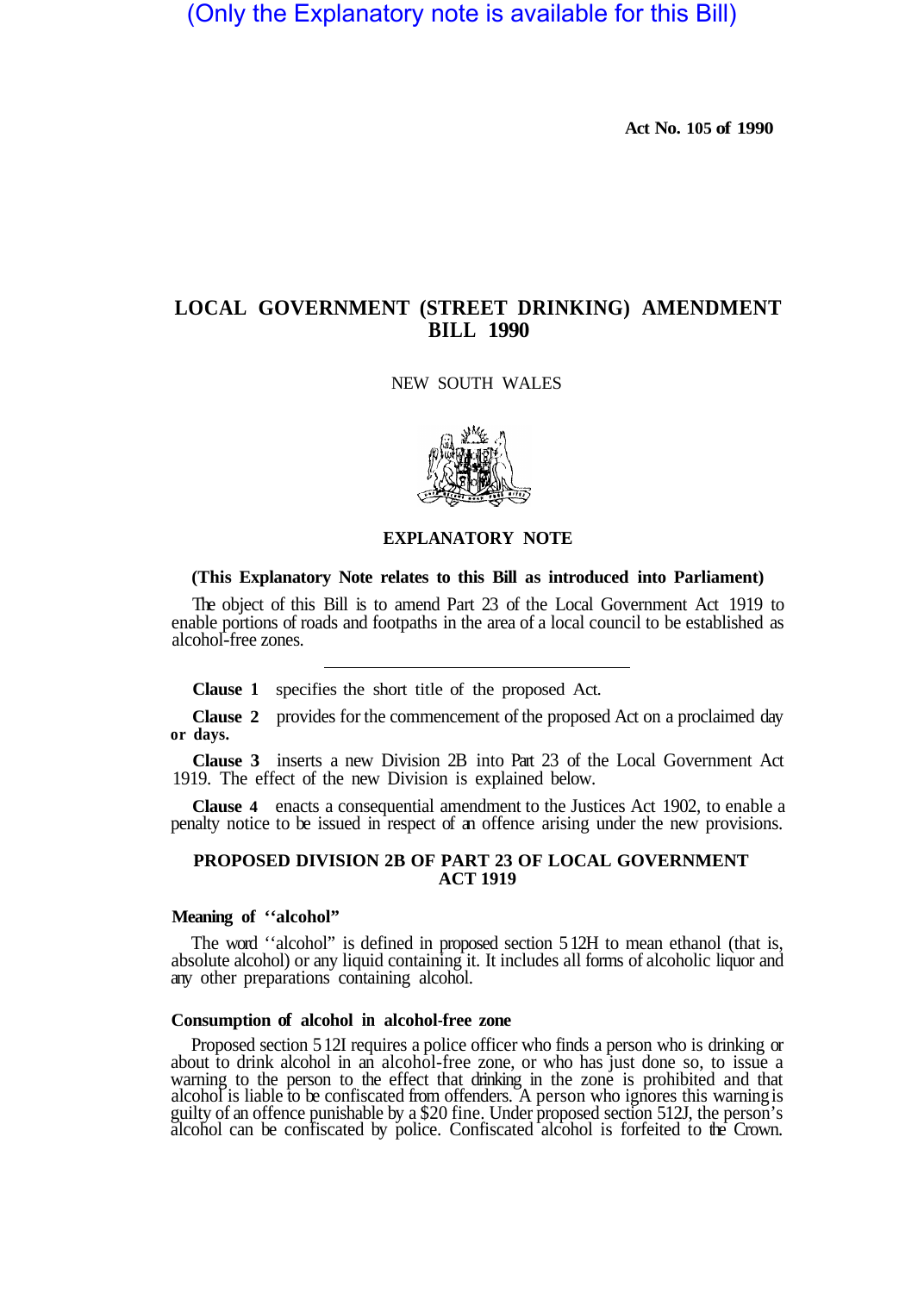(Only the Explanatory note is available for this Bill)

**Act No. 105 of 1990**

# LOCAL GOVERNMENT (STREET DRINKING) AMENDMENT BILL 1990

NEW SOUTH WALES

## EXPLANATORY NOTE

**(This Explanatory Note relates to this Bill as introduced into Parliament)**

The object of this Bill is to amend Part 23 of the Local Government Act 1919 to enable portions of roads and footpaths in the area of a local council to be established as alcohol-free zones.

---

**Clause 1** specifies the short title of the proposed Act.

**Clause 2** provides for the commencement of the proposed Act on a proclaimed day or days.

**Clause 3** inserts a new Division 2B into Part 23 of the Local Government Act 1919. The effect of the new Division is explained below.

**Clause 4** enacts a consequential amendment to the Justices Act 1902, to enable a penalty notice to be issued in respect of an offence arising under the new provisions.

### PROPOSED DIVISION 2B OF PART 23 OF LOCAL GOVERNMENT ACT 1919

#### Meaning of "alcohol"

The word "alcohol" is defined in proposed section 512H to mean ethanol (that is, absolute alcohol) or any liquid containing it. It includes all forms of alcoholic liquor and any other preparations containing alcohol.

#### Consumption of alcohol in alcohol-free zone

Proposed section 512I requires a police officer who finds a person who is drinking or about to drink alcohol in an alcohol-free zone, or who has just done so, to issue a warning to the person to the effect that drinking in the zone is prohibited and that alcohol is liable to be confiscated from offenders. A person who ignores this warning is guilty of an offence punishable by a $20 fine. Under proposed section 512J, the person's alcohol can be confiscated by police. Confiscated alcohol is forfeited to the Crown.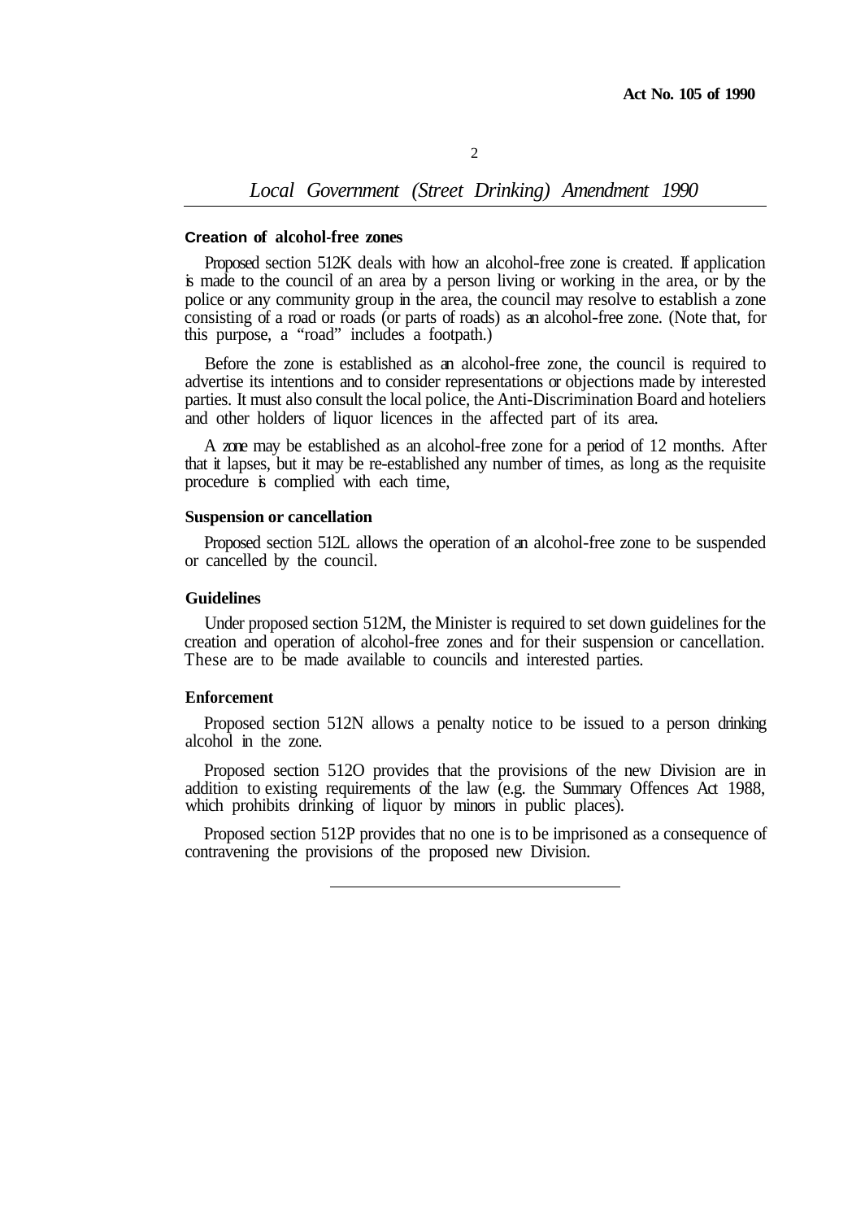#### Creation of alcohol-free zones

Proposed section 512K deals with how an alcohol-free zone is created. If application is made to the council of an area by a person living or working in the area, or by the police or any community group in the area, the council may resolve to establish a zone consisting of a road or roads (or parts of roads) as an alcohol-free zone. (Note that, for this purpose, a "road" includes a footpath.)

Before the zone is established as an alcohol-free zone, the council is required to advertise its intentions and to consider representations or objections made by interested parties. It must also consult the local police, the Anti-Discrimination Board and hoteliers and other holders of liquor licences in the affected part of its area.

A zone may be established as an alcohol-free zone for a period of 12 months. After that it lapses, but it may be re-established any number of times, as long as the requisite procedure is complied with each time,

#### Suspension or cancellation

Proposed section 512L allows the operation of an alcohol-free zone to be suspended or cancelled by the council.

#### Guidelines

Under proposed section 512M, the Minister is required to set down guidelines for the creation and operation of alcohol-free zones and for their suspension or cancellation. These are to be made available to councils and interested parties.

#### Enforcement

Proposed section 512N allows a penalty notice to be issued to a person drinking alcohol in the zone.

Proposed section 512O provides that the provisions of the new Division are in addition to existing requirements of the law (e.g. the Summary Offences Act 1988, which prohibits drinking of liquor by minors in public places).

Proposed section 512P provides that no one is to be imprisoned as a consequence of contravening the provisions of the proposed new Division.